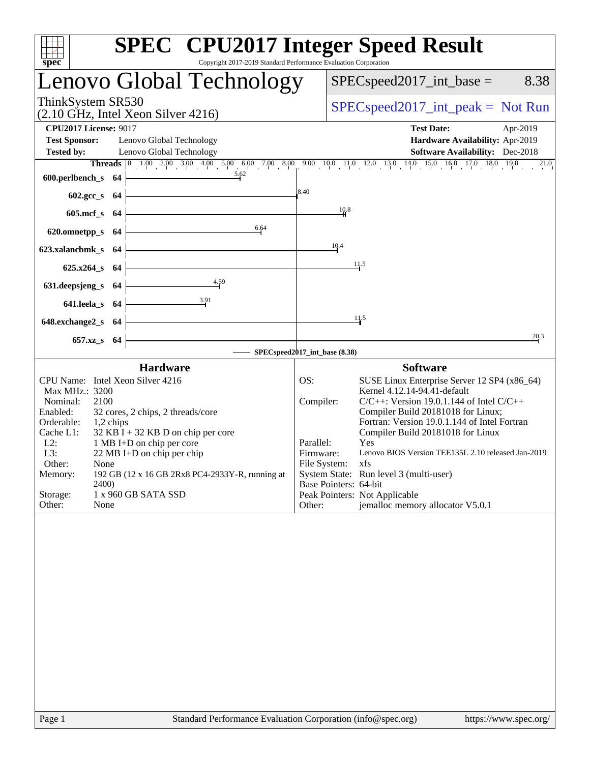# SPEC CPU2017 Integer Speed Result

Copyright 2017-2019 Standard Performance Evaluation Corporation

## Lenovo Global Technology

ThinkSystem SR530
(2.10 GHz, Intel Xeon Silver 4216)

SPECspeed2017_int_base = 8.38

SPECspeed2017_int_peak = Not Run

**CPU2017 License:** 9017
**Test Sponsor:** Lenovo Global Technology
**Tested by:** Lenovo Global Technology

**Test Date:** Apr-2019
**Hardware Availability:** Apr-2019
**Software Availability:** Dec-2018

| Benchmark | Threads | Base |
|---|---|---|
| 600.perlbench_s | 64 | 5.62 |
| 602.gcc_s | 64 | 8.40 |
| 605.mcf_s | 64 | 10.8 |
| 620.omnetpp_s | 64 | 6.64 |
| 623.xalancbmk_s | 64 | 10.4 |
| 625.x264_s | 64 | 11.5 |
| 631.deepsjeng_s | 64 | 4.59 |
| 641.leela_s | 64 | 3.91 |
| 648.exchange2_s | 64 | 11.5 |
| 657.xz_s | 64 | 20.3 |

SPECspeed2017_int_base (8.38)

### Hardware

| | |
|---|---|
| CPU Name: | Intel Xeon Silver 4216 |
| Max MHz.: | 3200 |
| Nominal: | 2100 |
| Enabled: | 32 cores, 2 chips, 2 threads/core |
| Orderable: | 1,2 chips |
| Cache L1: | 32 KB I + 32 KB D on chip per core |
| L2: | 1 MB I+D on chip per core |
| L3: | 22 MB I+D on chip per chip |
| Other: | None |
| Memory: | 192 GB (12 x 16 GB 2Rx8 PC4-2933Y-R, running at 2400) |
| Storage: | 1 x 960 GB SATA SSD |
| Other: | None |

### Software

| | |
|---|---|
| OS: | SUSE Linux Enterprise Server 12 SP4 (x86_64) Kernel 4.12.14-94.41-default |
| Compiler: | C/C++: Version 19.0.1.144 of Intel C/C++ Compiler Build 20181018 for Linux; Fortran: Version 19.0.1.144 of Intel Fortran Compiler Build 20181018 for Linux |
| Parallel: | Yes |
| Firmware: | Lenovo BIOS Version TEE135L 2.10 released Jan-2019 |
| File System: | xfs |
| System State: | Run level 3 (multi-user) |
| Base Pointers: | 64-bit |
| Peak Pointers: | Not Applicable |
| Other: | jemalloc memory allocator V5.0.1 |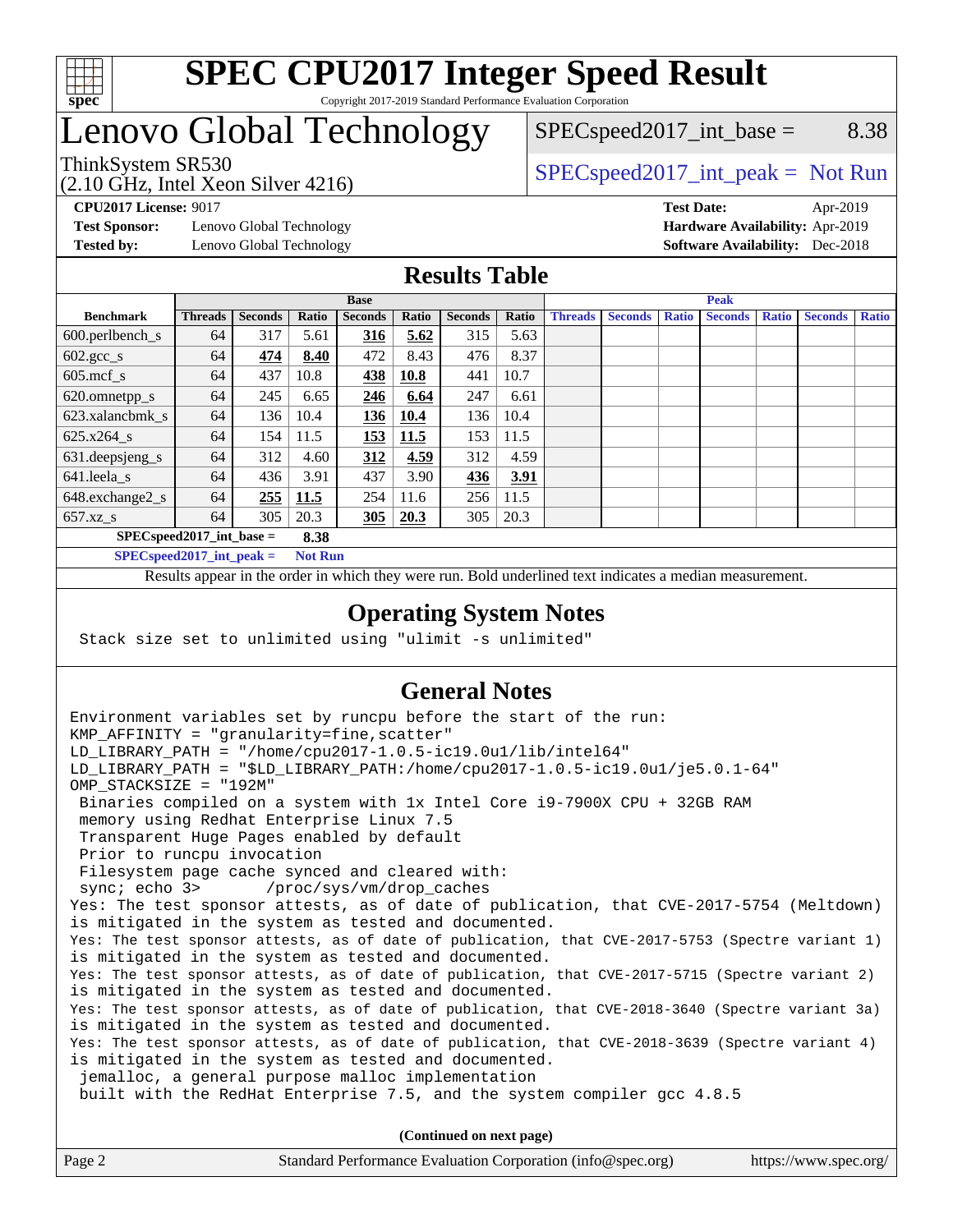# SPEC CPU2017 Integer Speed Result

Copyright 2017-2019 Standard Performance Evaluation Corporation

# Lenovo Global Technology

ThinkSystem SR530
(2.10 GHz, Intel Xeon Silver 4216)

SPECspeed2017_int_base = 8.38

SPECspeed2017_int_peak = Not Run

**CPU2017 License:** 9017
**Test Sponsor:** Lenovo Global Technology
**Tested by:** Lenovo Global Technology

**Test Date:** Apr-2019
**Hardware Availability:** Apr-2019
**Software Availability:** Dec-2018

## Results Table

| Benchmark | Base | | | | | | | Peak | | | | | | |
|---|---|---|---|---|---|---|---|---|---|---|---|---|---|---|
| | Threads | Seconds | Ratio | Seconds | Ratio | Seconds | Ratio | Threads | Seconds | Ratio | Seconds | Ratio | Seconds | Ratio |
| 600.perlbench_s | 64 | 317 | 5.61 | **316** | **5.62** | 315 | 5.63 | | | | | | | |
| 602.gcc_s | 64 | **474** | **8.40** | 472 | 8.43 | 476 | 8.37 | | | | | | | |
| 605.mcf_s | 64 | 437 | 10.8 | **438** | **10.8** | 441 | 10.7 | | | | | | | |
| 620.omnetpp_s | 64 | 245 | 6.65 | **246** | **6.64** | 247 | 6.61 | | | | | | | |
| 623.xalancbmk_s | 64 | 136 | 10.4 | **136** | **10.4** | 136 | 10.4 | | | | | | | |
| 625.x264_s | 64 | 154 | 11.5 | **153** | **11.5** | 153 | 11.5 | | | | | | | |
| 631.deepsjeng_s | 64 | 312 | 4.60 | **312** | **4.59** | 312 | 4.59 | | | | | | | |
| 641.leela_s | 64 | 436 | 3.91 | 437 | 3.90 | **436** | **3.91** | | | | | | | |
| 648.exchange2_s | 64 | **255** | **11.5** | 254 | 11.6 | 256 | 11.5 | | | | | | | |
| 657.xz_s | 64 | 305 | 20.3 | **305** | **20.3** | 305 | 20.3 | | | | | | | |

**SPECspeed2017_int_base = 8.38**

**SPECspeed2017_int_peak = Not Run**

Results appear in the order in which they were run. Bold underlined text indicates a median measurement.

## Operating System Notes

```
Stack size set to unlimited using "ulimit -s unlimited"
```

## General Notes

```
Environment variables set by runcpu before the start of the run:
KMP_AFFINITY = "granularity=fine,scatter"
LD_LIBRARY_PATH = "/home/cpu2017-1.0.5-ic19.0u1/lib/intel64"
LD_LIBRARY_PATH = "$LD_LIBRARY_PATH:/home/cpu2017-1.0.5-ic19.0u1/je5.0.1-64"
OMP_STACKSIZE = "192M"
 Binaries compiled on a system with 1x Intel Core i9-7900X CPU + 32GB RAM
 memory using Redhat Enterprise Linux 7.5
 Transparent Huge Pages enabled by default
 Prior to runcpu invocation
 Filesystem page cache synced and cleared with:
 sync; echo 3>       /proc/sys/vm/drop_caches
Yes: The test sponsor attests, as of date of publication, that CVE-2017-5754 (Meltdown)
is mitigated in the system as tested and documented.
Yes: The test sponsor attests, as of date of publication, that CVE-2017-5753 (Spectre variant 1)
is mitigated in the system as tested and documented.
Yes: The test sponsor attests, as of date of publication, that CVE-2017-5715 (Spectre variant 2)
is mitigated in the system as tested and documented.
Yes: The test sponsor attests, as of date of publication, that CVE-2018-3640 (Spectre variant 3a)
is mitigated in the system as tested and documented.
Yes: The test sponsor attests, as of date of publication, that CVE-2018-3639 (Spectre variant 4)
is mitigated in the system as tested and documented.
 jemalloc, a general purpose malloc implementation
 built with the RedHat Enterprise 7.5, and the system compiler gcc 4.8.5
```

**(Continued on next page)**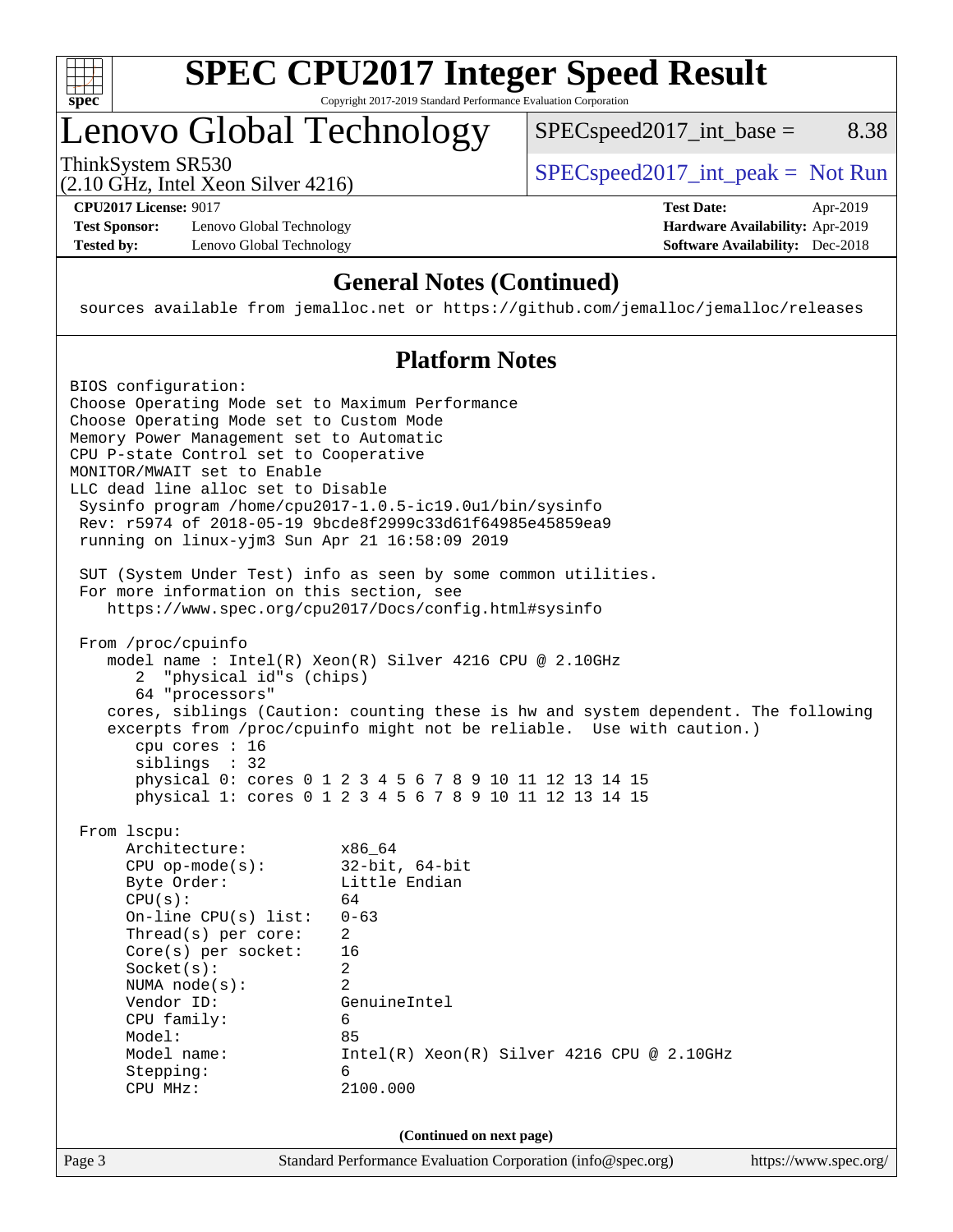# SPEC CPU2017 Integer Speed Result

Copyright 2017-2019 Standard Performance Evaluation Corporation

# Lenovo Global Technology

ThinkSystem SR530
(2.10 GHz, Intel Xeon Silver 4216)

SPECspeed2017_int_base = 8.38

SPECspeed2017_int_peak = Not Run

**CPU2017 License:** 9017
**Test Sponsor:** Lenovo Global Technology
**Tested by:** Lenovo Global Technology

**Test Date:** Apr-2019
**Hardware Availability:** Apr-2019
**Software Availability:** Dec-2018

## General Notes (Continued)

```
sources available from jemalloc.net or https://github.com/jemalloc/jemalloc/releases
```

## Platform Notes

```
BIOS configuration:
Choose Operating Mode set to Maximum Performance
Choose Operating Mode set to Custom Mode
Memory Power Management set to Automatic
CPU P-state Control set to Cooperative
MONITOR/MWAIT set to Enable
LLC dead line alloc set to Disable
 Sysinfo program /home/cpu2017-1.0.5-ic19.0u1/bin/sysinfo
 Rev: r5974 of 2018-05-19 9bcde8f2999c33d61f64985e45859ea9
 running on linux-yjm3 Sun Apr 21 16:58:09 2019

 SUT (System Under Test) info as seen by some common utilities.
 For more information on this section, see
    https://www.spec.org/cpu2017/Docs/config.html#sysinfo

 From /proc/cpuinfo
    model name : Intel(R) Xeon(R) Silver 4216 CPU @ 2.10GHz
       2  "physical id"s (chips)
       64 "processors"
    cores, siblings (Caution: counting these is hw and system dependent. The following
    excerpts from /proc/cpuinfo might not be reliable.  Use with caution.)
       cpu cores : 16
       siblings  : 32
       physical 0: cores 0 1 2 3 4 5 6 7 8 9 10 11 12 13 14 15
       physical 1: cores 0 1 2 3 4 5 6 7 8 9 10 11 12 13 14 15

 From lscpu:
      Architecture:          x86_64
      CPU op-mode(s):        32-bit, 64-bit
      Byte Order:            Little Endian
      CPU(s):                64
      On-line CPU(s) list:   0-63
      Thread(s) per core:    2
      Core(s) per socket:    16
      Socket(s):             2
      NUMA node(s):          2
      Vendor ID:             GenuineIntel
      CPU family:            6
      Model:                 85
      Model name:            Intel(R) Xeon(R) Silver 4216 CPU @ 2.10GHz
      Stepping:              6
      CPU MHz:               2100.000
```

(Continued on next page)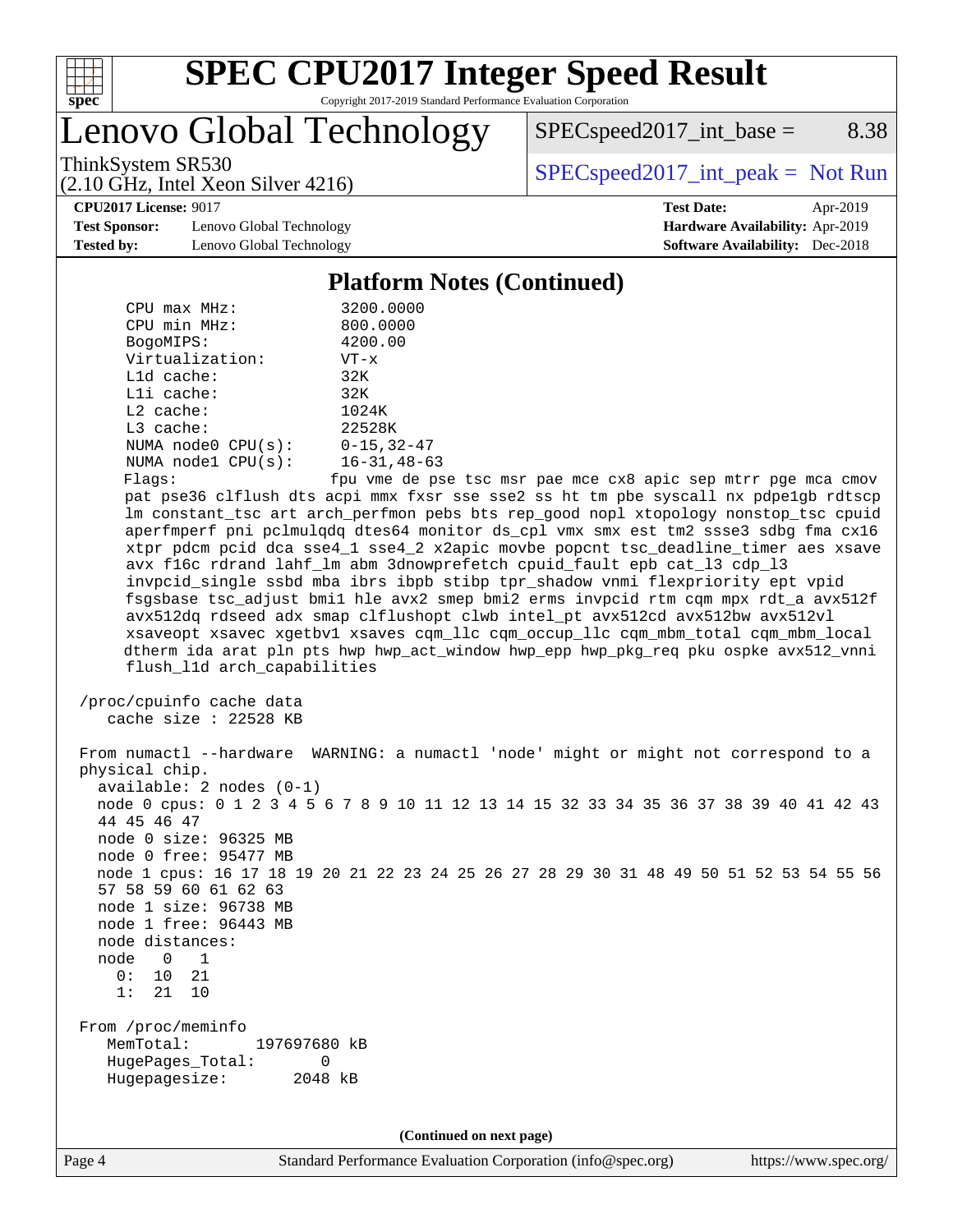## Platform Notes (Continued)

```
     CPU max MHz:           3200.0000
     CPU min MHz:           800.0000
     BogoMIPS:              4200.00
     Virtualization:        VT-x
     L1d cache:             32K
     L1i cache:             32K
     L2 cache:              1024K
     L3 cache:              22528K
     NUMA node0 CPU(s):     0-15,32-47
     NUMA node1 CPU(s):     16-31,48-63
     Flags:                 fpu vme de pse tsc msr pae mce cx8 apic sep mtrr pge mca cmov
     pat pse36 clflush dts acpi mmx fxsr sse sse2 ss ht tm pbe syscall nx pdpe1gb rdtscp
     lm constant_tsc art arch_perfmon pebs bts rep_good nopl xtopology nonstop_tsc cpuid
     aperfmperf pni pclmulqdq dtes64 monitor ds_cpl vmx smx est tm2 ssse3 sdbg fma cx16
     xtpr pdcm pcid dca sse4_1 sse4_2 x2apic movbe popcnt tsc_deadline_timer aes xsave
     avx f16c rdrand lahf_lm abm 3dnowprefetch cpuid_fault epb cat_l3 cdp_l3
     invpcid_single ssbd mba ibrs ibpb stibp tpr_shadow vnmi flexpriority ept vpid
     fsgsbase tsc_adjust bmi1 hle avx2 smep bmi2 erms invpcid rtm cqm mpx rdt_a avx512f
     avx512dq rdseed adx smap clflushopt clwb intel_pt avx512cd avx512bw avx512vl
     xsaveopt xsavec xgetbv1 xsaves cqm_llc cqm_occup_llc cqm_mbm_total cqm_mbm_local
     dtherm ida arat pln pts hwp hwp_act_window hwp_epp hwp_pkg_req pku ospke avx512_vnni
     flush_l1d arch_capabilities

 /proc/cpuinfo cache data
    cache size : 22528 KB

 From numactl --hardware  WARNING: a numactl 'node' might or might not correspond to a
 physical chip.
   available: 2 nodes (0-1)
   node 0 cpus: 0 1 2 3 4 5 6 7 8 9 10 11 12 13 14 15 32 33 34 35 36 37 38 39 40 41 42 43
   44 45 46 47
   node 0 size: 96325 MB
   node 0 free: 95477 MB
   node 1 cpus: 16 17 18 19 20 21 22 23 24 25 26 27 28 29 30 31 48 49 50 51 52 53 54 55 56
   57 58 59 60 61 62 63
   node 1 size: 96738 MB
   node 1 free: 96443 MB
   node distances:
   node   0   1
     0:  10  21
     1:  21  10

 From /proc/meminfo
    MemTotal:       197697680 kB
    HugePages_Total:       0
    Hugepagesize:       2048 kB
```

(Continued on next page)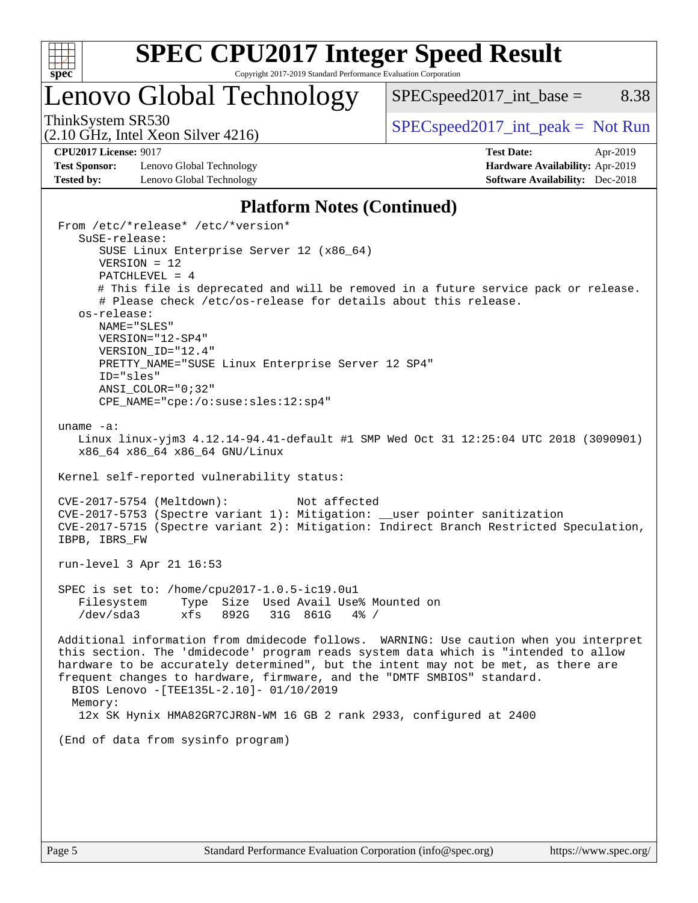# SPEC CPU2017 Integer Speed Result

Copyright 2017-2019 Standard Performance Evaluation Corporation

## Lenovo Global Technology

ThinkSystem SR530
(2.10 GHz, Intel Xeon Silver 4216)

SPECspeed2017_int_base = 8.38

SPECspeed2017_int_peak = Not Run

**CPU2017 License:** 9017
**Test Sponsor:** Lenovo Global Technology
**Tested by:** Lenovo Global Technology

**Test Date:** Apr-2019
**Hardware Availability:** Apr-2019
**Software Availability:** Dec-2018

### Platform Notes (Continued)

```
From /etc/*release* /etc/*version*
   SuSE-release:
      SUSE Linux Enterprise Server 12 (x86_64)
      VERSION = 12
      PATCHLEVEL = 4
      # This file is deprecated and will be removed in a future service pack or release.
      # Please check /etc/os-release for details about this release.
   os-release:
      NAME="SLES"
      VERSION="12-SP4"
      VERSION_ID="12.4"
      PRETTY_NAME="SUSE Linux Enterprise Server 12 SP4"
      ID="sles"
      ANSI_COLOR="0;32"
      CPE_NAME="cpe:/o:suse:sles:12:sp4"

uname -a:
   Linux linux-yjm3 4.12.14-94.41-default #1 SMP Wed Oct 31 12:25:04 UTC 2018 (3090901)
   x86_64 x86_64 x86_64 GNU/Linux

Kernel self-reported vulnerability status:

CVE-2017-5754 (Meltdown):          Not affected
CVE-2017-5753 (Spectre variant 1): Mitigation: __user pointer sanitization
CVE-2017-5715 (Spectre variant 2): Mitigation: Indirect Branch Restricted Speculation,
IBPB, IBRS_FW

run-level 3 Apr 21 16:53

SPEC is set to: /home/cpu2017-1.0.5-ic19.0u1
   Filesystem     Type  Size  Used Avail Use% Mounted on
   /dev/sda3      xfs   892G   31G  861G   4% /

Additional information from dmidecode follows.  WARNING: Use caution when you interpret
this section. The 'dmidecode' program reads system data which is "intended to allow
hardware to be accurately determined", but the intent may not be met, as there are
frequent changes to hardware, firmware, and the "DMTF SMBIOS" standard.
  BIOS Lenovo -[TEE135L-2.10]- 01/10/2019
  Memory:
   12x SK Hynix HMA82GR7CJR8N-WM 16 GB 2 rank 2933, configured at 2400

(End of data from sysinfo program)
```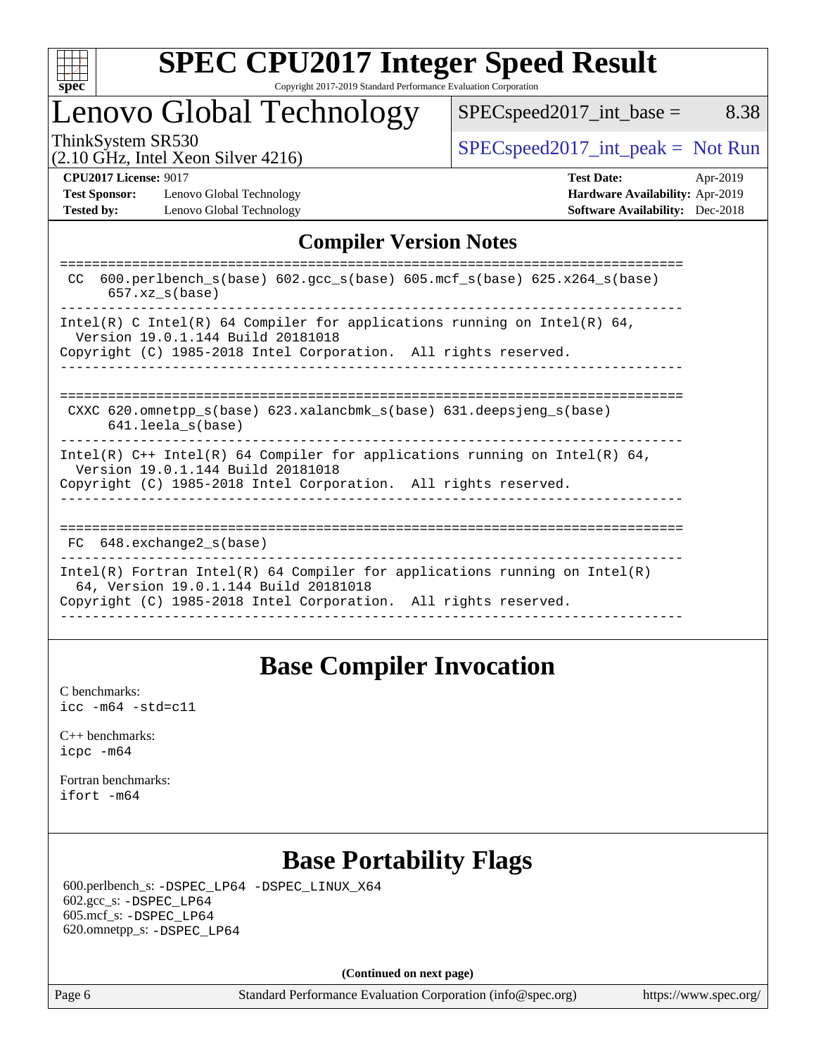# SPEC CPU2017 Integer Speed Result

Copyright 2017-2019 Standard Performance Evaluation Corporation

## Lenovo Global Technology

ThinkSystem SR530
(2.10 GHz, Intel Xeon Silver 4216)

SPECspeed2017_int_base = 8.38

SPECspeed2017_int_peak = Not Run

**CPU2017 License:** 9017
**Test Sponsor:** Lenovo Global Technology
**Tested by:** Lenovo Global Technology

**Test Date:** Apr-2019
**Hardware Availability:** Apr-2019
**Software Availability:** Dec-2018

## Compiler Version Notes

```
==============================================================================
 CC  600.perlbench_s(base) 602.gcc_s(base) 605.mcf_s(base) 625.x264_s(base)
      657.xz_s(base)
------------------------------------------------------------------------------
Intel(R) C Intel(R) 64 Compiler for applications running on Intel(R) 64,
  Version 19.0.1.144 Build 20181018
Copyright (C) 1985-2018 Intel Corporation.  All rights reserved.
------------------------------------------------------------------------------

==============================================================================
 CXXC 620.omnetpp_s(base) 623.xalancbmk_s(base) 631.deepsjeng_s(base)
      641.leela_s(base)
------------------------------------------------------------------------------
Intel(R) C++ Intel(R) 64 Compiler for applications running on Intel(R) 64,
  Version 19.0.1.144 Build 20181018
Copyright (C) 1985-2018 Intel Corporation.  All rights reserved.
------------------------------------------------------------------------------

==============================================================================
 FC  648.exchange2_s(base)
------------------------------------------------------------------------------
Intel(R) Fortran Intel(R) 64 Compiler for applications running on Intel(R)
  64, Version 19.0.1.144 Build 20181018
Copyright (C) 1985-2018 Intel Corporation.  All rights reserved.
------------------------------------------------------------------------------
```

## Base Compiler Invocation

C benchmarks:
`icc -m64 -std=c11`

C++ benchmarks:
`icpc -m64`

Fortran benchmarks:
`ifort -m64`

## Base Portability Flags

600.perlbench_s: `-DSPEC_LP64 -DSPEC_LINUX_X64`
602.gcc_s: `-DSPEC_LP64`
605.mcf_s: `-DSPEC_LP64`
620.omnetpp_s: `-DSPEC_LP64`

**(Continued on next page)**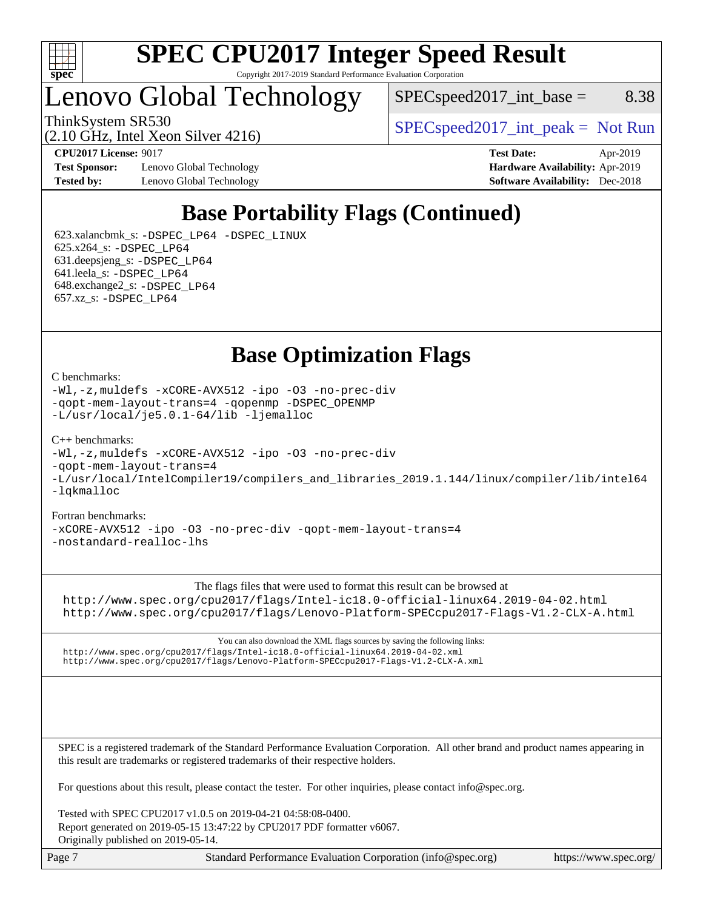# SPEC CPU2017 Integer Speed Result

Copyright 2017-2019 Standard Performance Evaluation Corporation

## Lenovo Global Technology

ThinkSystem SR530
(2.10 GHz, Intel Xeon Silver 4216)

SPECspeed2017_int_base = 8.38

SPECspeed2017_int_peak = Not Run

**CPU2017 License:** 9017
**Test Sponsor:** Lenovo Global Technology
**Tested by:** Lenovo Global Technology

**Test Date:** Apr-2019
**Hardware Availability:** Apr-2019
**Software Availability:** Dec-2018

## Base Portability Flags (Continued)

623.xalancbmk_s: -DSPEC_LP64 -DSPEC_LINUX
625.x264_s: -DSPEC_LP64
631.deepsjeng_s: -DSPEC_LP64
641.leela_s: -DSPEC_LP64
648.exchange2_s: -DSPEC_LP64
657.xz_s: -DSPEC_LP64

## Base Optimization Flags

C benchmarks:
```
-Wl,-z,muldefs -xCORE-AVX512 -ipo -O3 -no-prec-div
-qopt-mem-layout-trans=4 -qopenmp -DSPEC_OPENMP
-L/usr/local/je5.0.1-64/lib -ljemalloc
```

C++ benchmarks:
```
-Wl,-z,muldefs -xCORE-AVX512 -ipo -O3 -no-prec-div
-qopt-mem-layout-trans=4
-L/usr/local/IntelCompiler19/compilers_and_libraries_2019.1.144/linux/compiler/lib/intel64
-lqkmalloc
```

Fortran benchmarks:
```
-xCORE-AVX512 -ipo -O3 -no-prec-div -qopt-mem-layout-trans=4
-nostandard-realloc-lhs
```

The flags files that were used to format this result can be browsed at
http://www.spec.org/cpu2017/flags/Intel-ic18.0-official-linux64.2019-04-02.html
http://www.spec.org/cpu2017/flags/Lenovo-Platform-SPECcpu2017-Flags-V1.2-CLX-A.html

You can also download the XML flags sources by saving the following links:
http://www.spec.org/cpu2017/flags/Intel-ic18.0-official-linux64.2019-04-02.xml
http://www.spec.org/cpu2017/flags/Lenovo-Platform-SPECcpu2017-Flags-V1.2-CLX-A.xml

SPEC is a registered trademark of the Standard Performance Evaluation Corporation. All other brand and product names appearing in this result are trademarks or registered trademarks of their respective holders.

For questions about this result, please contact the tester. For other inquiries, please contact info@spec.org.

Tested with SPEC CPU2017 v1.0.5 on 2019-04-21 04:58:08-0400.
Report generated on 2019-05-15 13:47:22 by CPU2017 PDF formatter v6067.
Originally published on 2019-05-14.